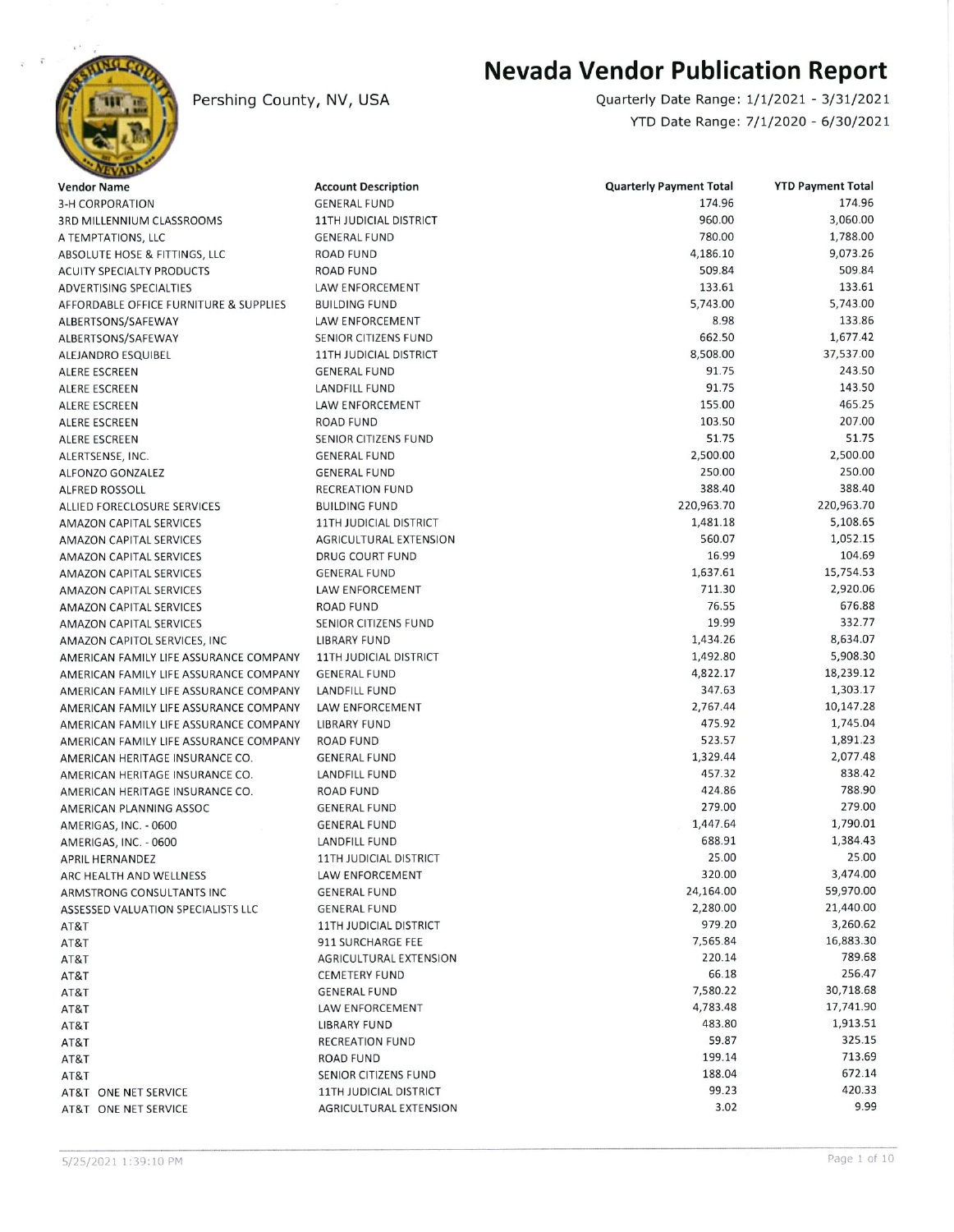# Nevada Vendor Publication Report

Pershing County, NV, USA

Quarterly Date Range: 1/1/2021 - 3/31/2021

YTD Date Range: 7/1/2020 - 6/30/2021

| Vendor Name | Account Description | Quarterly Payment Total | YTD Payment Total |
|---|---|---|---|
| 3-H CORPORATION | GENERAL FUND | 174.96 | 174.96 |
| 3RD MILLENNIUM CLASSROOMS | 11TH JUDICIAL DISTRICT | 960.00 | 3,060.00 |
| A TEMPTATIONS, LLC | GENERAL FUND | 780.00 | 1,788.00 |
| ABSOLUTE HOSE & FITTINGS, LLC | ROAD FUND | 4,186.10 | 9,073.26 |
| ACUITY SPECIALTY PRODUCTS | ROAD FUND | 509.84 | 509.84 |
| ADVERTISING SPECIALTIES | LAW ENFORCEMENT | 133.61 | 133.61 |
| AFFORDABLE OFFICE FURNITURE & SUPPLIES | BUILDING FUND | 5,743.00 | 5,743.00 |
| ALBERTSONS/SAFEWAY | LAW ENFORCEMENT | 8.98 | 133.86 |
| ALBERTSONS/SAFEWAY | SENIOR CITIZENS FUND | 662.50 | 1,677.42 |
| ALEJANDRO ESQUIBEL | 11TH JUDICIAL DISTRICT | 8,508.00 | 37,537.00 |
| ALERE ESCREEN | GENERAL FUND | 91.75 | 243.50 |
| ALERE ESCREEN | LANDFILL FUND | 91.75 | 143.50 |
| ALERE ESCREEN | LAW ENFORCEMENT | 155.00 | 465.25 |
| ALERE ESCREEN | ROAD FUND | 103.50 | 207.00 |
| ALERE ESCREEN | SENIOR CITIZENS FUND | 51.75 | 51.75 |
| ALERTSENSE, INC. | GENERAL FUND | 2,500.00 | 2,500.00 |
| ALFONZO GONZALEZ | GENERAL FUND | 250.00 | 250.00 |
| ALFRED ROSSOLL | RECREATION FUND | 388.40 | 388.40 |
| ALLIED FORECLOSURE SERVICES | BUILDING FUND | 220,963.70 | 220,963.70 |
| AMAZON CAPITAL SERVICES | 11TH JUDICIAL DISTRICT | 1,481.18 | 5,108.65 |
| AMAZON CAPITAL SERVICES | AGRICULTURAL EXTENSION | 560.07 | 1,052.15 |
| AMAZON CAPITAL SERVICES | DRUG COURT FUND | 16.99 | 104.69 |
| AMAZON CAPITAL SERVICES | GENERAL FUND | 1,637.61 | 15,754.53 |
| AMAZON CAPITAL SERVICES | LAW ENFORCEMENT | 711.30 | 2,920.06 |
| AMAZON CAPITAL SERVICES | ROAD FUND | 76.55 | 676.88 |
| AMAZON CAPITAL SERVICES | SENIOR CITIZENS FUND | 19.99 | 332.77 |
| AMAZON CAPITOL SERVICES, INC | LIBRARY FUND | 1,434.26 | 8,634.07 |
| AMERICAN FAMILY LIFE ASSURANCE COMPANY | 11TH JUDICIAL DISTRICT | 1,492.80 | 5,908.30 |
| AMERICAN FAMILY LIFE ASSURANCE COMPANY | GENERAL FUND | 4,822.17 | 18,239.12 |
| AMERICAN FAMILY LIFE ASSURANCE COMPANY | LANDFILL FUND | 347.63 | 1,303.17 |
| AMERICAN FAMILY LIFE ASSURANCE COMPANY | LAW ENFORCEMENT | 2,767.44 | 10,147.28 |
| AMERICAN FAMILY LIFE ASSURANCE COMPANY | LIBRARY FUND | 475.92 | 1,745.04 |
| AMERICAN FAMILY LIFE ASSURANCE COMPANY | ROAD FUND | 523.57 | 1,891.23 |
| AMERICAN HERITAGE INSURANCE CO. | GENERAL FUND | 1,329.44 | 2,077.48 |
| AMERICAN HERITAGE INSURANCE CO. | LANDFILL FUND | 457.32 | 838.42 |
| AMERICAN HERITAGE INSURANCE CO. | ROAD FUND | 424.86 | 788.90 |
| AMERICAN PLANNING ASSOC | GENERAL FUND | 279.00 | 279.00 |
| AMERIGAS, INC. - 0600 | GENERAL FUND | 1,447.64 | 1,790.01 |
| AMERIGAS, INC. - 0600 | LANDFILL FUND | 688.91 | 1,384.43 |
| APRIL HERNANDEZ | 11TH JUDICIAL DISTRICT | 25.00 | 25.00 |
| ARC HEALTH AND WELLNESS | LAW ENFORCEMENT | 320.00 | 3,474.00 |
| ARMSTRONG CONSULTANTS INC | GENERAL FUND | 24,164.00 | 59,970.00 |
| ASSESSED VALUATION SPECIALISTS LLC | GENERAL FUND | 2,280.00 | 21,440.00 |
| AT&T | 11TH JUDICIAL DISTRICT | 979.20 | 3,260.62 |
| AT&T | 911 SURCHARGE FEE | 7,565.84 | 16,883.30 |
| AT&T | AGRICULTURAL EXTENSION | 220.14 | 789.68 |
| AT&T | CEMETERY FUND | 66.18 | 256.47 |
| AT&T | GENERAL FUND | 7,580.22 | 30,718.68 |
| AT&T | LAW ENFORCEMENT | 4,783.48 | 17,741.90 |
| AT&T | LIBRARY FUND | 483.80 | 1,913.51 |
| AT&T | RECREATION FUND | 59.87 | 325.15 |
| AT&T | ROAD FUND | 199.14 | 713.69 |
| AT&T | SENIOR CITIZENS FUND | 188.04 | 672.14 |
| AT&T ONE NET SERVICE | 11TH JUDICIAL DISTRICT | 99.23 | 420.33 |
| AT&T ONE NET SERVICE | AGRICULTURAL EXTENSION | 3.02 | 9.99 |

5/25/2021 1:39:10 PM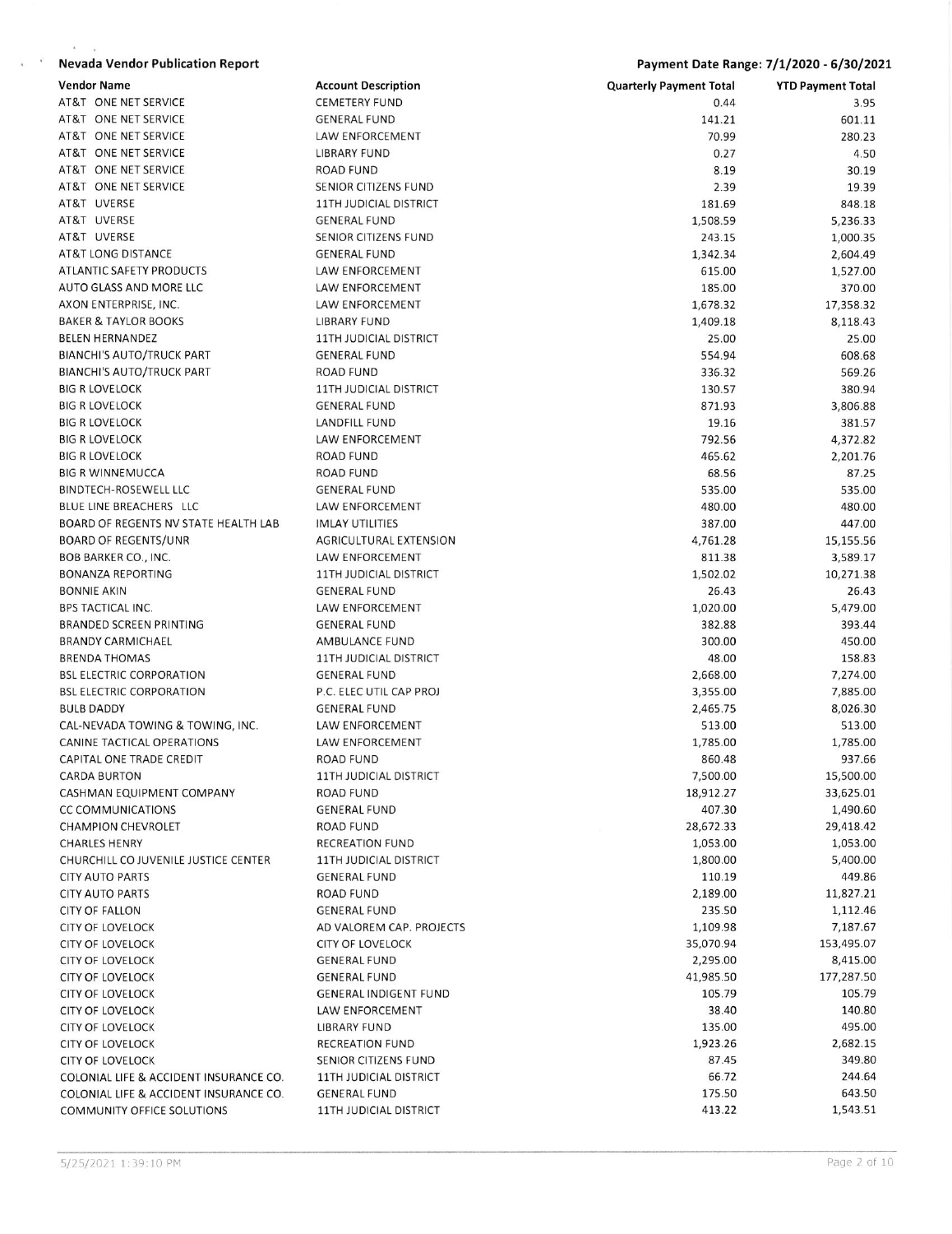# Nevada Vendor Publication Report

**Payment Date Range: 7/1/2020 - 6/30/2021**

| Vendor Name | Account Description | Quarterly Payment Total | YTD Payment Total |
|---|---|---|---|
| AT&T ONE NET SERVICE | CEMETERY FUND | 0.44 | 3.95 |
| AT&T ONE NET SERVICE | GENERAL FUND | 141.21 | 601.11 |
| AT&T ONE NET SERVICE | LAW ENFORCEMENT | 70.99 | 280.23 |
| AT&T ONE NET SERVICE | LIBRARY FUND | 0.27 | 4.50 |
| AT&T ONE NET SERVICE | ROAD FUND | 8.19 | 30.19 |
| AT&T ONE NET SERVICE | SENIOR CITIZENS FUND | 2.39 | 19.39 |
| AT&T UVERSE | 11TH JUDICIAL DISTRICT | 181.69 | 848.18 |
| AT&T UVERSE | GENERAL FUND | 1,508.59 | 5,236.33 |
| AT&T UVERSE | SENIOR CITIZENS FUND | 243.15 | 1,000.35 |
| AT&T LONG DISTANCE | GENERAL FUND | 1,342.34 | 2,604.49 |
| ATLANTIC SAFETY PRODUCTS | LAW ENFORCEMENT | 615.00 | 1,527.00 |
| AUTO GLASS AND MORE LLC | LAW ENFORCEMENT | 185.00 | 370.00 |
| AXON ENTERPRISE, INC. | LAW ENFORCEMENT | 1,678.32 | 17,358.32 |
| BAKER & TAYLOR BOOKS | LIBRARY FUND | 1,409.18 | 8,118.43 |
| BELEN HERNANDEZ | 11TH JUDICIAL DISTRICT | 25.00 | 25.00 |
| BIANCHI'S AUTO/TRUCK PART | GENERAL FUND | 554.94 | 608.68 |
| BIANCHI'S AUTO/TRUCK PART | ROAD FUND | 336.32 | 569.26 |
| BIG R LOVELOCK | 11TH JUDICIAL DISTRICT | 130.57 | 380.94 |
| BIG R LOVELOCK | GENERAL FUND | 871.93 | 3,806.88 |
| BIG R LOVELOCK | LANDFILL FUND | 19.16 | 381.57 |
| BIG R LOVELOCK | LAW ENFORCEMENT | 792.56 | 4,372.82 |
| BIG R LOVELOCK | ROAD FUND | 465.62 | 2,201.76 |
| BIG R WINNEMUCCA | ROAD FUND | 68.56 | 87.25 |
| BINDTECH-ROSEWELL LLC | GENERAL FUND | 535.00 | 535.00 |
| BLUE LINE BREACHERS LLC | LAW ENFORCEMENT | 480.00 | 480.00 |
| BOARD OF REGENTS NV STATE HEALTH LAB | IMLAY UTILITIES | 387.00 | 447.00 |
| BOARD OF REGENTS/UNR | AGRICULTURAL EXTENSION | 4,761.28 | 15,155.56 |
| BOB BARKER CO., INC. | LAW ENFORCEMENT | 811.38 | 3,589.17 |
| BONANZA REPORTING | 11TH JUDICIAL DISTRICT | 1,502.02 | 10,271.38 |
| BONNIE AKIN | GENERAL FUND | 26.43 | 26.43 |
| BPS TACTICAL INC. | LAW ENFORCEMENT | 1,020.00 | 5,479.00 |
| BRANDED SCREEN PRINTING | GENERAL FUND | 382.88 | 393.44 |
| BRANDY CARMICHAEL | AMBULANCE FUND | 300.00 | 450.00 |
| BRENDA THOMAS | 11TH JUDICIAL DISTRICT | 48.00 | 158.83 |
| BSL ELECTRIC CORPORATION | GENERAL FUND | 2,668.00 | 7,274.00 |
| BSL ELECTRIC CORPORATION | P.C. ELEC UTIL CAP PROJ | 3,355.00 | 7,885.00 |
| BULB DADDY | GENERAL FUND | 2,465.75 | 8,026.30 |
| CAL-NEVADA TOWING & TOWING, INC. | LAW ENFORCEMENT | 513.00 | 513.00 |
| CANINE TACTICAL OPERATIONS | LAW ENFORCEMENT | 1,785.00 | 1,785.00 |
| CAPITAL ONE TRADE CREDIT | ROAD FUND | 860.48 | 937.66 |
| CARDA BURTON | 11TH JUDICIAL DISTRICT | 7,500.00 | 15,500.00 |
| CASHMAN EQUIPMENT COMPANY | ROAD FUND | 18,912.27 | 33,625.01 |
| CC COMMUNICATIONS | GENERAL FUND | 407.30 | 1,490.60 |
| CHAMPION CHEVROLET | ROAD FUND | 28,672.33 | 29,418.42 |
| CHARLES HENRY | RECREATION FUND | 1,053.00 | 1,053.00 |
| CHURCHILL CO JUVENILE JUSTICE CENTER | 11TH JUDICIAL DISTRICT | 1,800.00 | 5,400.00 |
| CITY AUTO PARTS | GENERAL FUND | 110.19 | 449.86 |
| CITY AUTO PARTS | ROAD FUND | 2,189.00 | 11,827.21 |
| CITY OF FALLON | GENERAL FUND | 235.50 | 1,112.46 |
| CITY OF LOVELOCK | AD VALOREM CAP. PROJECTS | 1,109.98 | 7,187.67 |
| CITY OF LOVELOCK | CITY OF LOVELOCK | 35,070.94 | 153,495.07 |
| CITY OF LOVELOCK | GENERAL FUND | 2,295.00 | 8,415.00 |
| CITY OF LOVELOCK | GENERAL FUND | 41,985.50 | 177,287.50 |
| CITY OF LOVELOCK | GENERAL INDIGENT FUND | 105.79 | 105.79 |
| CITY OF LOVELOCK | LAW ENFORCEMENT | 38.40 | 140.80 |
| CITY OF LOVELOCK | LIBRARY FUND | 135.00 | 495.00 |
| CITY OF LOVELOCK | RECREATION FUND | 1,923.26 | 2,682.15 |
| CITY OF LOVELOCK | SENIOR CITIZENS FUND | 87.45 | 349.80 |
| COLONIAL LIFE & ACCIDENT INSURANCE CO. | 11TH JUDICIAL DISTRICT | 66.72 | 244.64 |
| COLONIAL LIFE & ACCIDENT INSURANCE CO. | GENERAL FUND | 175.50 | 643.50 |
| COMMUNITY OFFICE SOLUTIONS | 11TH JUDICIAL DISTRICT | 413.22 | 1,543.51 |